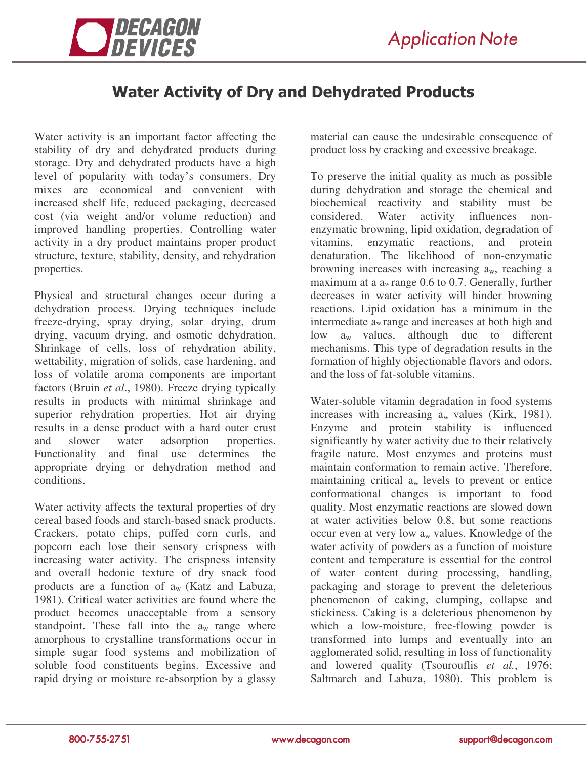# Water Activity of Dry and Dehydrated Products

Water activity is an important factor affecting the stability of dry and dehydrated products during storage. Dry and dehydrated products have a high level of popularity with today's consumers. Dry mixes are economical and convenient with increased shelf life, reduced packaging, decreased cost (via weight and/or volume reduction) and improved handling properties. Controlling water activity in a dry product maintains proper product structure, texture, stability, density, and rehydration properties.

Physical and structural changes occur during a dehydration process. Drying techniques include freeze-drying, spray drying, solar drying, drum drying, vacuum drying, and osmotic dehydration. Shrinkage of cells, loss of rehydration ability, wettability, migration of solids, case hardening, and loss of volatile aroma components are important factors (Bruin *et al*., 1980). Freeze drying typically results in products with minimal shrinkage and superior rehydration properties. Hot air drying results in a dense product with a hard outer crust and slower water adsorption properties. Functionality and final use determines the appropriate drying or dehydration method and conditions.

Water activity affects the textural properties of dry cereal based foods and starch-based snack products. Crackers, potato chips, puffed corn curls, and popcorn each lose their sensory crispness with increasing water activity. The crispness intensity and overall hedonic texture of dry snack food products are a function of $a_w$ (Katz and Labuza, 1981). Critical water activities are found where the product becomes unacceptable from a sensory standpoint. These fall into the $a_w$ range where amorphous to crystalline transformations occur in simple sugar food systems and mobilization of soluble food constituents begins. Excessive and rapid drying or moisture re-absorption by a glassy material can cause the undesirable consequence of product loss by cracking and excessive breakage.

To preserve the initial quality as much as possible during dehydration and storage the chemical and biochemical reactivity and stability must be considered. Water activity influences non-enzymatic browning, lipid oxidation, degradation of vitamins, enzymatic reactions, and protein denaturation. The likelihood of non-enzymatic browning increases with increasing $a_w$, reaching a maximum at a $a_w$ range 0.6 to 0.7. Generally, further decreases in water activity will hinder browning reactions. Lipid oxidation has a minimum in the intermediate $a_w$ range and increases at both high and low $a_w$ values, although due to different mechanisms. This type of degradation results in the formation of highly objectionable flavors and odors, and the loss of fat-soluble vitamins.

Water-soluble vitamin degradation in food systems increases with increasing $a_w$ values (Kirk, 1981). Enzyme and protein stability is influenced significantly by water activity due to their relatively fragile nature. Most enzymes and proteins must maintain conformation to remain active. Therefore, maintaining critical $a_w$ levels to prevent or entice conformational changes is important to food quality. Most enzymatic reactions are slowed down at water activities below 0.8, but some reactions occur even at very low $a_w$ values. Knowledge of the water activity of powders as a function of moisture content and temperature is essential for the control of water content during processing, handling, packaging and storage to prevent the deleterious phenomenon of caking, clumping, collapse and stickiness. Caking is a deleterious phenomenon by which a low-moisture, free-flowing powder is transformed into lumps and eventually into an agglomerated solid, resulting in loss of functionality and lowered quality (Tsourouflis *et al.*, 1976; Saltmarch and Labuza, 1980). This problem is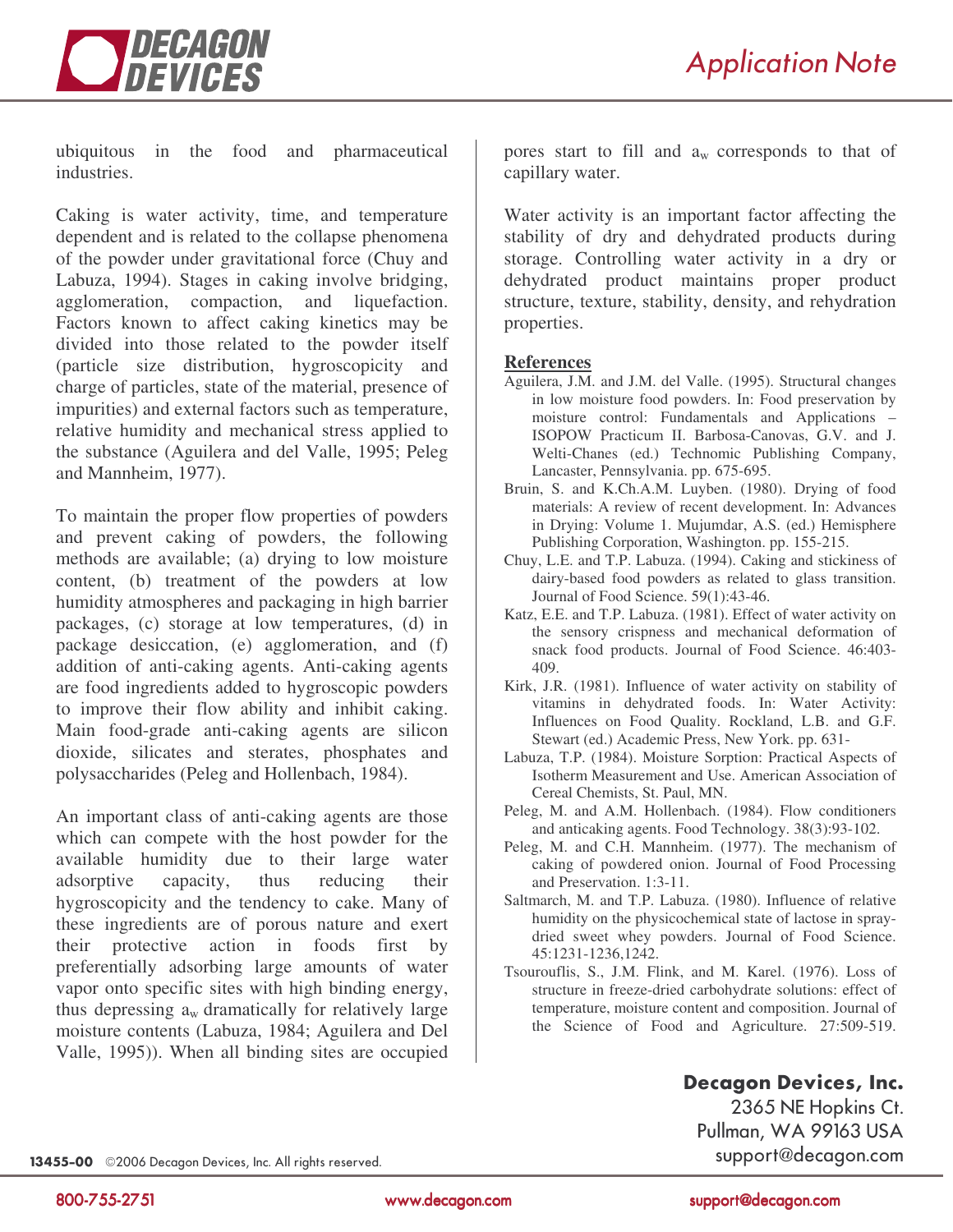ubiquitous in the food and pharmaceutical industries.

Caking is water activity, time, and temperature dependent and is related to the collapse phenomena of the powder under gravitational force (Chuy and Labuza, 1994). Stages in caking involve bridging, agglomeration, compaction, and liquefaction. Factors known to affect caking kinetics may be divided into those related to the powder itself (particle size distribution, hygroscopicity and charge of particles, state of the material, presence of impurities) and external factors such as temperature, relative humidity and mechanical stress applied to the substance (Aguilera and del Valle, 1995; Peleg and Mannheim, 1977).

To maintain the proper flow properties of powders and prevent caking of powders, the following methods are available; (a) drying to low moisture content, (b) treatment of the powders at low humidity atmospheres and packaging in high barrier packages, (c) storage at low temperatures, (d) in package desiccation, (e) agglomeration, and (f) addition of anti-caking agents. Anti-caking agents are food ingredients added to hygroscopic powders to improve their flow ability and inhibit caking. Main food-grade anti-caking agents are silicon dioxide, silicates and sterates, phosphates and polysaccharides (Peleg and Hollenbach, 1984).

An important class of anti-caking agents are those which can compete with the host powder for the available humidity due to their large water adsorptive capacity, thus reducing their hygroscopicity and the tendency to cake. Many of these ingredients are of porous nature and exert their protective action in foods first by preferentially adsorbing large amounts of water vapor onto specific sites with high binding energy, thus depressing $a_w$ dramatically for relatively large moisture contents (Labuza, 1984; Aguilera and Del Valle, 1995)). When all binding sites are occupied pores start to fill and $a_w$ corresponds to that of capillary water.

Water activity is an important factor affecting the stability of dry and dehydrated products during storage. Controlling water activity in a dry or dehydrated product maintains proper product structure, texture, stability, density, and rehydration properties.

## References

Aguilera, J.M. and J.M. del Valle. (1995). Structural changes in low moisture food powders. In: Food preservation by moisture control: Fundamentals and Applications – ISOPOW Practicum II. Barbosa-Canovas, G.V. and J. Welti-Chanes (ed.) Technomic Publishing Company, Lancaster, Pennsylvania. pp. 675-695.

Bruin, S. and K.Ch.A.M. Luyben. (1980). Drying of food materials: A review of recent development. In: Advances in Drying: Volume 1. Mujumdar, A.S. (ed.) Hemisphere Publishing Corporation, Washington. pp. 155-215.

Chuy, L.E. and T.P. Labuza. (1994). Caking and stickiness of dairy-based food powders as related to glass transition. Journal of Food Science. 59(1):43-46.

Katz, E.E. and T.P. Labuza. (1981). Effect of water activity on the sensory crispness and mechanical deformation of snack food products. Journal of Food Science. 46:403-409.

Kirk, J.R. (1981). Influence of water activity on stability of vitamins in dehydrated foods. In: Water Activity: Influences on Food Quality. Rockland, L.B. and G.F. Stewart (ed.) Academic Press, New York. pp. 631-

Labuza, T.P. (1984). Moisture Sorption: Practical Aspects of Isotherm Measurement and Use. American Association of Cereal Chemists, St. Paul, MN.

Peleg, M. and A.M. Hollenbach. (1984). Flow conditioners and anticaking agents. Food Technology. 38(3):93-102.

Peleg, M. and C.H. Mannheim. (1977). The mechanism of caking of powdered onion. Journal of Food Processing and Preservation. 1:3-11.

Saltmarch, M. and T.P. Labuza. (1980). Influence of relative humidity on the physicochemical state of lactose in spray-dried sweet whey powders. Journal of Food Science. 45:1231-1236,1242.

Tsourouflis, S., J.M. Flink, and M. Karel. (1976). Loss of structure in freeze-dried carbohydrate solutions: effect of temperature, moisture content and composition. Journal of the Science of Food and Agriculture. 27:509-519.

**Decagon Devices, Inc.**
2365 NE Hopkins Ct.
Pullman, WA 99163 USA
support@decagon.com

**13455-00** ©2006 Decagon Devices, Inc. All rights reserved.